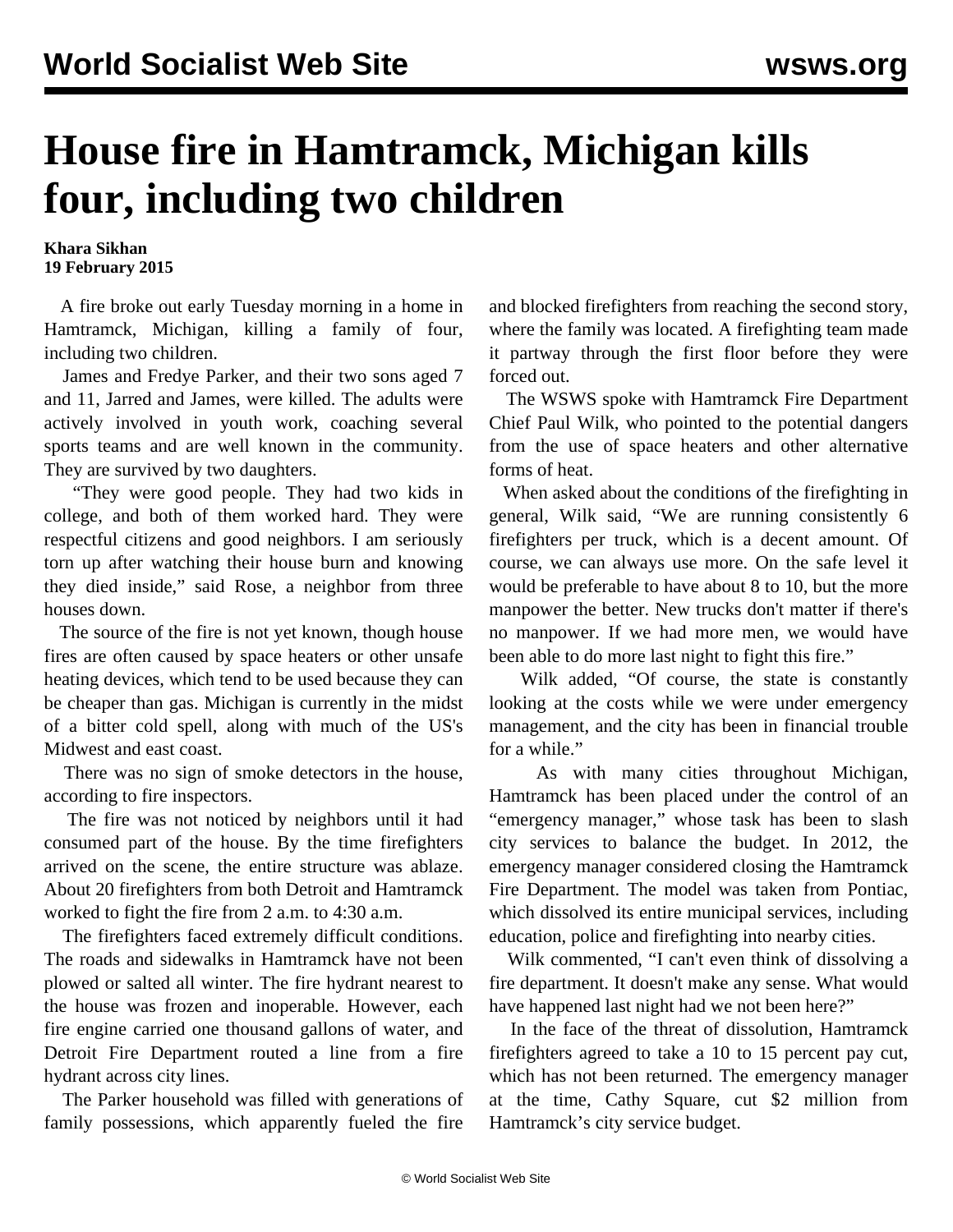# House fire in Hamtramck, Michigan kills four, including two children

**Khara Sikhan**
**19 February 2015**

A fire broke out early Tuesday morning in a home in Hamtramck, Michigan, killing a family of four, including two children.

James and Fredye Parker, and their two sons aged 7 and 11, Jarred and James, were killed. The adults were actively involved in youth work, coaching several sports teams and are well known in the community. They are survived by two daughters.

"They were good people. They had two kids in college, and both of them worked hard. They were respectful citizens and good neighbors. I am seriously torn up after watching their house burn and knowing they died inside," said Rose, a neighbor from three houses down.

The source of the fire is not yet known, though house fires are often caused by space heaters or other unsafe heating devices, which tend to be used because they can be cheaper than gas. Michigan is currently in the midst of a bitter cold spell, along with much of the US's Midwest and east coast.

There was no sign of smoke detectors in the house, according to fire inspectors.

The fire was not noticed by neighbors until it had consumed part of the house. By the time firefighters arrived on the scene, the entire structure was ablaze. About 20 firefighters from both Detroit and Hamtramck worked to fight the fire from 2 a.m. to 4:30 a.m.

The firefighters faced extremely difficult conditions. The roads and sidewalks in Hamtramck have not been plowed or salted all winter. The fire hydrant nearest to the house was frozen and inoperable. However, each fire engine carried one thousand gallons of water, and Detroit Fire Department routed a line from a fire hydrant across city lines.

The Parker household was filled with generations of family possessions, which apparently fueled the fire and blocked firefighters from reaching the second story, where the family was located. A firefighting team made it partway through the first floor before they were forced out.

The WSWS spoke with Hamtramck Fire Department Chief Paul Wilk, who pointed to the potential dangers from the use of space heaters and other alternative forms of heat.

When asked about the conditions of the firefighting in general, Wilk said, "We are running consistently 6 firefighters per truck, which is a decent amount. Of course, we can always use more. On the safe level it would be preferable to have about 8 to 10, but the more manpower the better. New trucks don't matter if there's no manpower. If we had more men, we would have been able to do more last night to fight this fire."

Wilk added, "Of course, the state is constantly looking at the costs while we were under emergency management, and the city has been in financial trouble for a while."

As with many cities throughout Michigan, Hamtramck has been placed under the control of an "emergency manager," whose task has been to slash city services to balance the budget. In 2012, the emergency manager considered closing the Hamtramck Fire Department. The model was taken from Pontiac, which dissolved its entire municipal services, including education, police and firefighting into nearby cities.

Wilk commented, "I can't even think of dissolving a fire department. It doesn't make any sense. What would have happened last night had we not been here?"

In the face of the threat of dissolution, Hamtramck firefighters agreed to take a 10 to 15 percent pay cut, which has not been returned. The emergency manager at the time, Cathy Square, cut $2 million from Hamtramck's city service budget.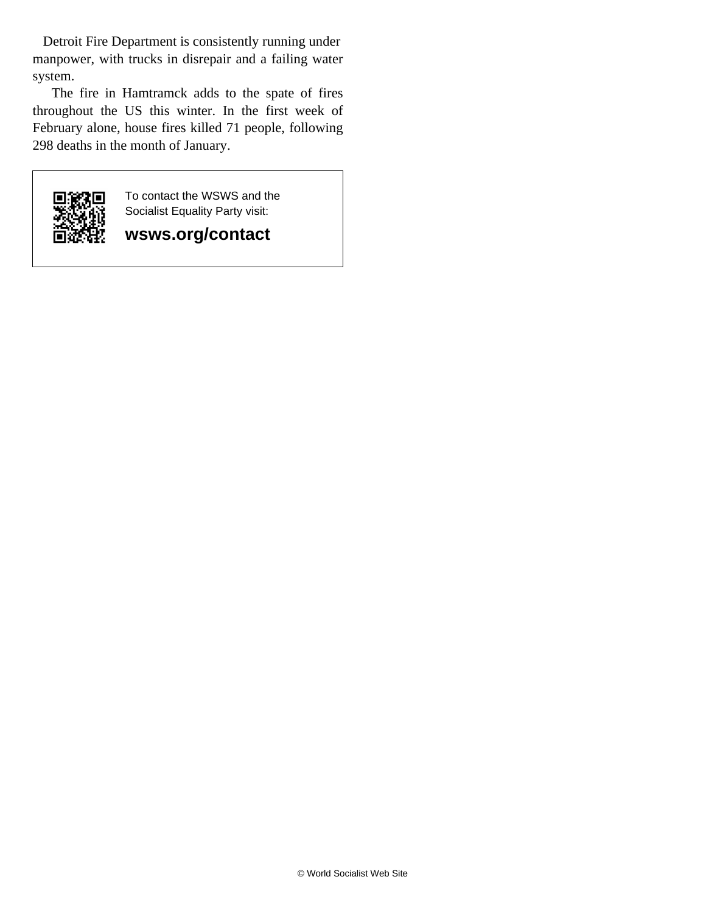Detroit Fire Department is consistently running under manpower, with trucks in disrepair and a failing water system.

The fire in Hamtramck adds to the spate of fires throughout the US this winter. In the first week of February alone, house fires killed 71 people, following 298 deaths in the month of January.

To contact the WSWS and the Socialist Equality Party visit:

**wsws.org/contact**

© World Socialist Web Site